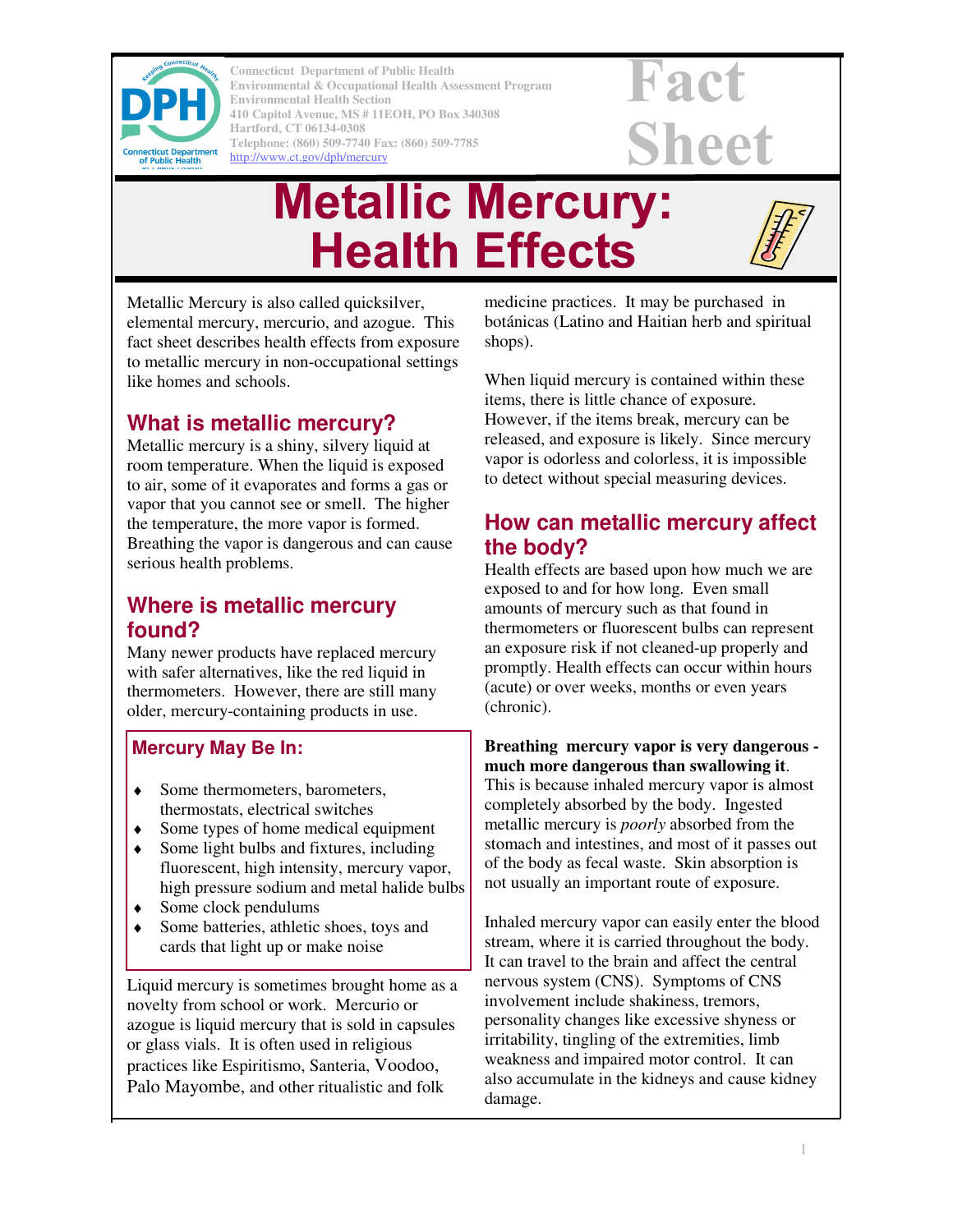Connecticut Department of Public Health
Environmental & Occupational Health Assessment Program
Environmental Health Section
410 Capitol Avenue, MS # 11EOH, PO Box 340308
Hartford, CT 06134-0308
Telephone: (860) 509-7740 Fax: (860) 509-7785
http://www.ct.gov/dph/mercury

**Fact Sheet**

# Metallic Mercury: Health Effects

Metallic Mercury is also called quicksilver, elemental mercury, mercurio, and azogue. This fact sheet describes health effects from exposure to metallic mercury in non-occupational settings like homes and schools.

## What is metallic mercury?

Metallic mercury is a shiny, silvery liquid at room temperature. When the liquid is exposed to air, some of it evaporates and forms a gas or vapor that you cannot see or smell. The higher the temperature, the more vapor is formed. Breathing the vapor is dangerous and can cause serious health problems.

## Where is metallic mercury found?

Many newer products have replaced mercury with safer alternatives, like the red liquid in thermometers. However, there are still many older, mercury-containing products in use.

### Mercury May Be In:

- Some thermometers, barometers, thermostats, electrical switches
- Some types of home medical equipment
- Some light bulbs and fixtures, including fluorescent, high intensity, mercury vapor, high pressure sodium and metal halide bulbs
- Some clock pendulums
- Some batteries, athletic shoes, toys and cards that light up or make noise

Liquid mercury is sometimes brought home as a novelty from school or work. Mercurio or azogue is liquid mercury that is sold in capsules or glass vials. It is often used in religious practices like Espiritismo, Santeria, Voodoo, Palo Mayombe, and other ritualistic and folk medicine practices. It may be purchased in botánicas (Latino and Haitian herb and spiritual shops).

When liquid mercury is contained within these items, there is little chance of exposure. However, if the items break, mercury can be released, and exposure is likely. Since mercury vapor is odorless and colorless, it is impossible to detect without special measuring devices.

## How can metallic mercury affect the body?

Health effects are based upon how much we are exposed to and for how long. Even small amounts of mercury such as that found in thermometers or fluorescent bulbs can represent an exposure risk if not cleaned-up properly and promptly. Health effects can occur within hours (acute) or over weeks, months or even years (chronic).

**Breathing mercury vapor is very dangerous - much more dangerous than swallowing it**. This is because inhaled mercury vapor is almost completely absorbed by the body. Ingested metallic mercury is *poorly* absorbed from the stomach and intestines, and most of it passes out of the body as fecal waste. Skin absorption is not usually an important route of exposure.

Inhaled mercury vapor can easily enter the blood stream, where it is carried throughout the body. It can travel to the brain and affect the central nervous system (CNS). Symptoms of CNS involvement include shakiness, tremors, personality changes like excessive shyness or irritability, tingling of the extremities, limb weakness and impaired motor control. It can also accumulate in the kidneys and cause kidney damage.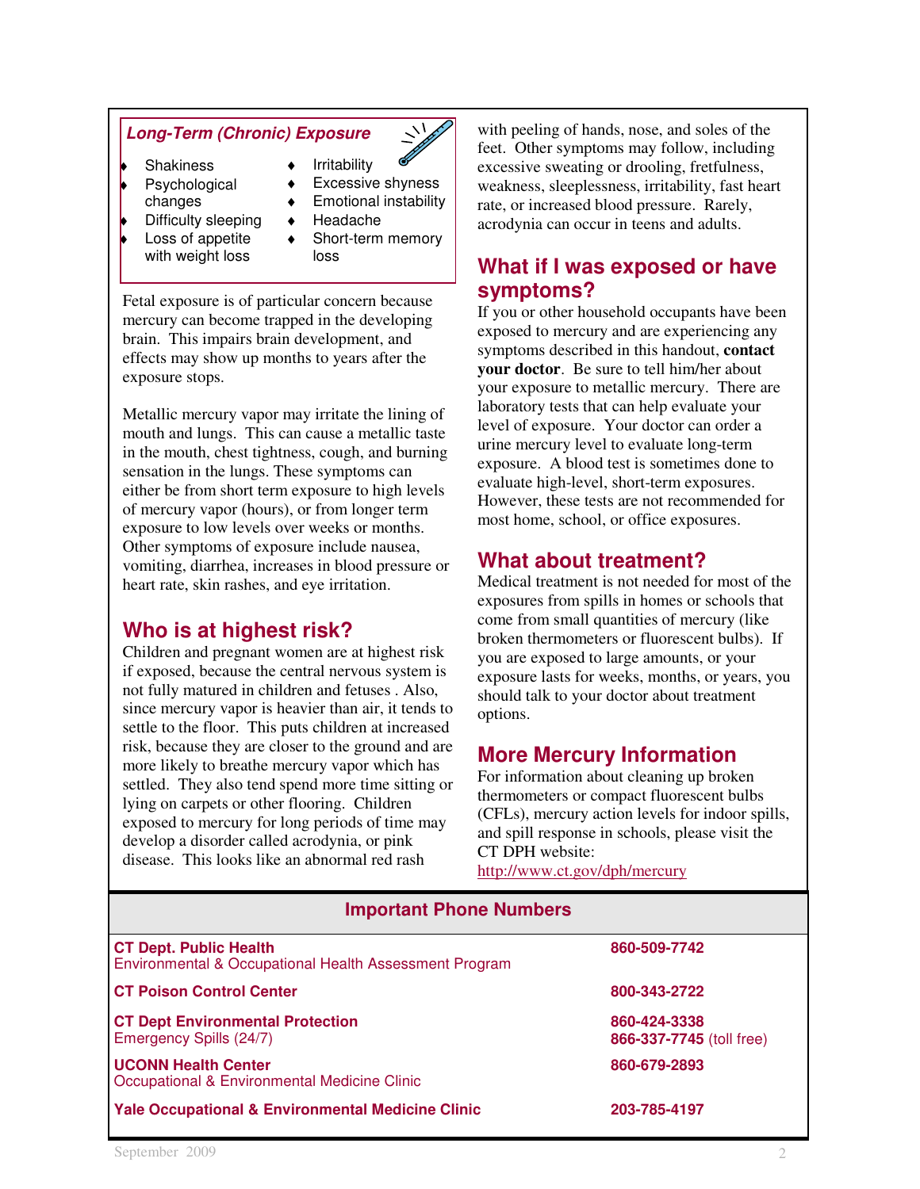### *Long-Term (Chronic) Exposure*

- Shakiness
- Psychological changes
- Difficulty sleeping
- Loss of appetite with weight loss
- Irritability
- Excessive shyness
- Emotional instability
- Headache
- Short-term memory loss

Fetal exposure is of particular concern because mercury can become trapped in the developing brain. This impairs brain development, and effects may show up months to years after the exposure stops.

Metallic mercury vapor may irritate the lining of mouth and lungs. This can cause a metallic taste in the mouth, chest tightness, cough, and burning sensation in the lungs. These symptoms can either be from short term exposure to high levels of mercury vapor (hours), or from longer term exposure to low levels over weeks or months. Other symptoms of exposure include nausea, vomiting, diarrhea, increases in blood pressure or heart rate, skin rashes, and eye irritation.

## Who is at highest risk?

Children and pregnant women are at highest risk if exposed, because the central nervous system is not fully matured in children and fetuses . Also, since mercury vapor is heavier than air, it tends to settle to the floor. This puts children at increased risk, because they are closer to the ground and are more likely to breathe mercury vapor which has settled. They also tend spend more time sitting or lying on carpets or other flooring. Children exposed to mercury for long periods of time may develop a disorder called acrodynia, or pink disease. This looks like an abnormal red rash with peeling of hands, nose, and soles of the feet. Other symptoms may follow, including excessive sweating or drooling, fretfulness, weakness, sleeplessness, irritability, fast heart rate, or increased blood pressure. Rarely, acrodynia can occur in teens and adults.

## What if I was exposed or have symptoms?

If you or other household occupants have been exposed to mercury and are experiencing any symptoms described in this handout, **contact your doctor**. Be sure to tell him/her about your exposure to metallic mercury. There are laboratory tests that can help evaluate your level of exposure. Your doctor can order a urine mercury level to evaluate long-term exposure. A blood test is sometimes done to evaluate high-level, short-term exposures. However, these tests are not recommended for most home, school, or office exposures.

## What about treatment?

Medical treatment is not needed for most of the exposures from spills in homes or schools that come from small quantities of mercury (like broken thermometers or fluorescent bulbs). If you are exposed to large amounts, or your exposure lasts for weeks, months, or years, you should talk to your doctor about treatment options.

## More Mercury Information

For information about cleaning up broken thermometers or compact fluorescent bulbs (CFLs), mercury action levels for indoor spills, and spill response in schools, please visit the CT DPH website:
http://www.ct.gov/dph/mercury

## Important Phone Numbers

| | |
|---|---|
| **CT Dept. Public Health** Environmental & Occupational Health Assessment Program | **860-509-7742** |
| **CT Poison Control Center** | **800-343-2722** |
| **CT Dept Environmental Protection** Emergency Spills (24/7) | **860-424-3338** **866-337-7745** (toll free) |
| **UCONN Health Center** Occupational & Environmental Medicine Clinic | **860-679-2893** |
| **Yale Occupational & Environmental Medicine Clinic** | **203-785-4197** |

September 2009